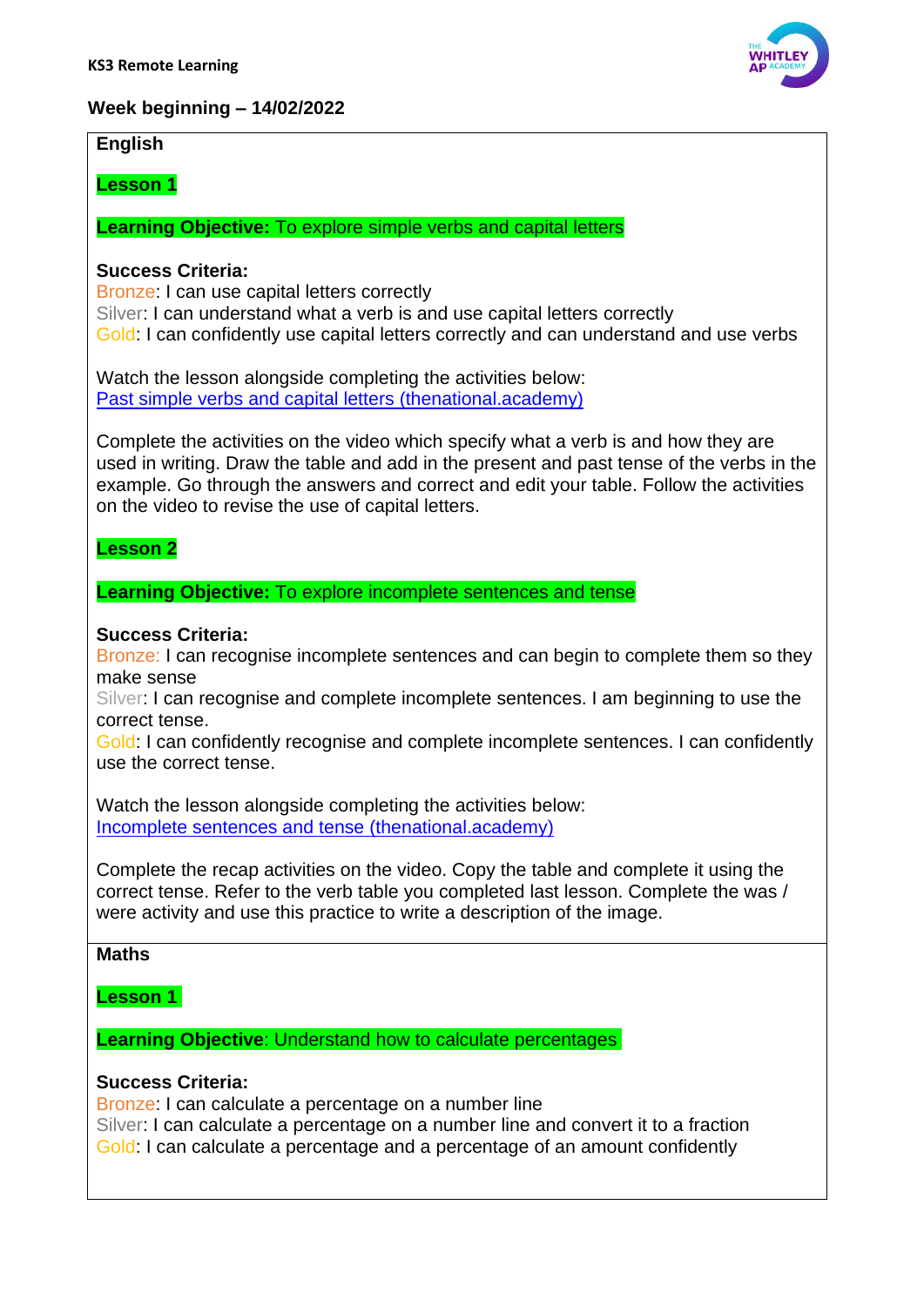**KS3 Remote Learning**

## Week beginning – 14/02/2022

### English

**Lesson 1**

**Learning Objective:** To explore simple verbs and capital letters

**Success Criteria:**
Bronze: I can use capital letters correctly
Silver: I can understand what a verb is and use capital letters correctly
Gold: I can confidently use capital letters correctly and can understand and use verbs

Watch the lesson alongside completing the activities below:
Past simple verbs and capital letters (thenational.academy)

Complete the activities on the video which specify what a verb is and how they are used in writing. Draw the table and add in the present and past tense of the verbs in the example. Go through the answers and correct and edit your table. Follow the activities on the video to revise the use of capital letters.

**Lesson 2**

**Learning Objective:** To explore incomplete sentences and tense

**Success Criteria:**
Bronze: I can recognise incomplete sentences and can begin to complete them so they make sense
Silver: I can recognise and complete incomplete sentences. I am beginning to use the correct tense.
Gold: I can confidently recognise and complete incomplete sentences. I can confidently use the correct tense.

Watch the lesson alongside completing the activities below:
Incomplete sentences and tense (thenational.academy)

Complete the recap activities on the video. Copy the table and complete it using the correct tense. Refer to the verb table you completed last lesson. Complete the was / were activity and use this practice to write a description of the image.

### Maths

**Lesson 1**

**Learning Objective**: Understand how to calculate percentages

**Success Criteria:**
Bronze: I can calculate a percentage on a number line
Silver: I can calculate a percentage on a number line and convert it to a fraction
Gold: I can calculate a percentage and a percentage of an amount confidently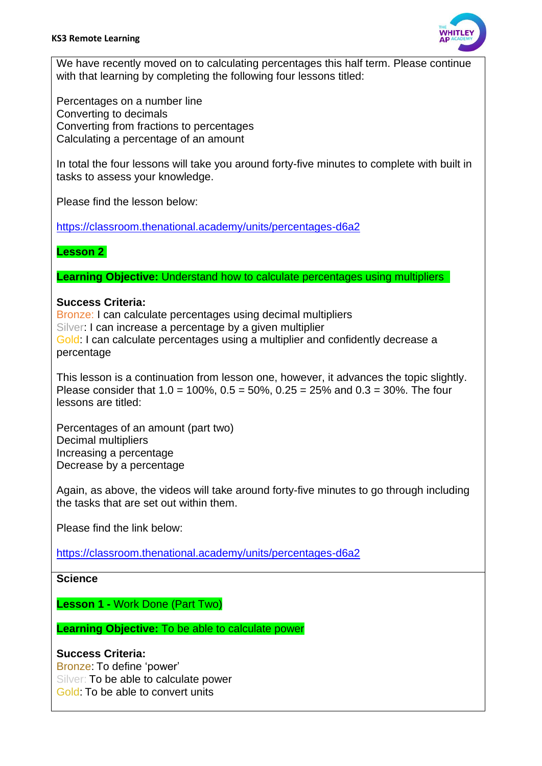We have recently moved on to calculating percentages this half term. Please continue with that learning by completing the following four lessons titled:

Percentages on a number line
Converting to decimals
Converting from fractions to percentages
Calculating a percentage of an amount

In total the four lessons will take you around forty-five minutes to complete with built in tasks to assess your knowledge.

Please find the lesson below:

https://classroom.thenational.academy/units/percentages-d6a2

**Lesson 2**

**Learning Objective:** Understand how to calculate percentages using multipliers

**Success Criteria:**
Bronze: I can calculate percentages using decimal multipliers
Silver: I can increase a percentage by a given multiplier
Gold: I can calculate percentages using a multiplier and confidently decrease a percentage

This lesson is a continuation from lesson one, however, it advances the topic slightly. Please consider that 1.0 = 100%, 0.5 = 50%, 0.25 = 25% and 0.3 = 30%. The four lessons are titled:

Percentages of an amount (part two)
Decimal multipliers
Increasing a percentage
Decrease by a percentage

Again, as above, the videos will take around forty-five minutes to go through including the tasks that are set out within them.

Please find the link below:

https://classroom.thenational.academy/units/percentages-d6a2

**Science**

**Lesson 1 -** Work Done (Part Two)

**Learning Objective:** To be able to calculate power

**Success Criteria:**
Bronze: To define 'power'
Silver: To be able to calculate power
Gold: To be able to convert units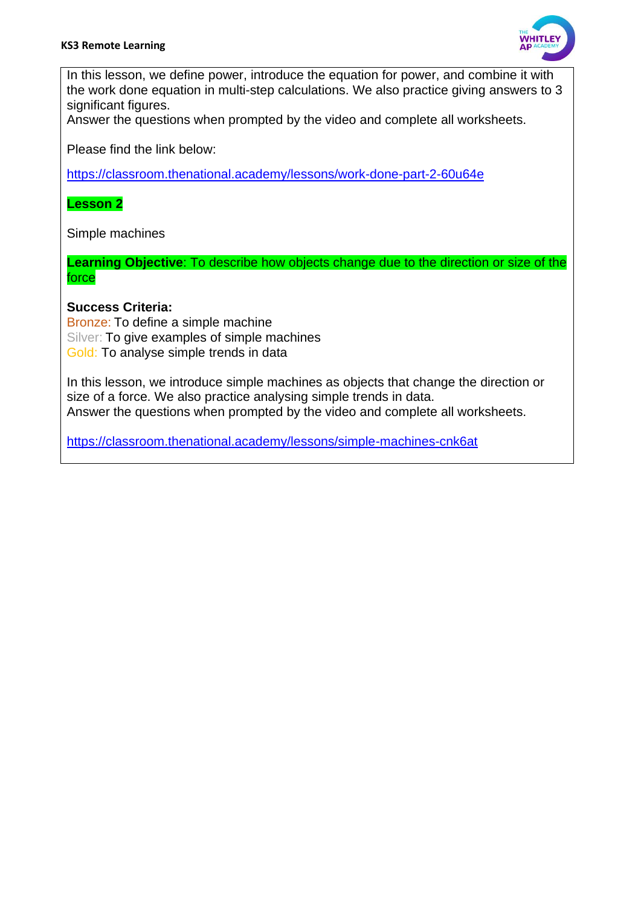In this lesson, we define power, introduce the equation for power, and combine it with the work done equation in multi-step calculations. We also practice giving answers to 3 significant figures.
Answer the questions when prompted by the video and complete all worksheets.

Please find the link below:

https://classroom.thenational.academy/lessons/work-done-part-2-60u64e

**Lesson 2**

Simple machines

**Learning Objective**: To describe how objects change due to the direction or size of the force

**Success Criteria:**
Bronze: To define a simple machine
Silver: To give examples of simple machines
Gold: To analyse simple trends in data

In this lesson, we introduce simple machines as objects that change the direction or size of a force. We also practice analysing simple trends in data.
Answer the questions when prompted by the video and complete all worksheets.

https://classroom.thenational.academy/lessons/simple-machines-cnk6at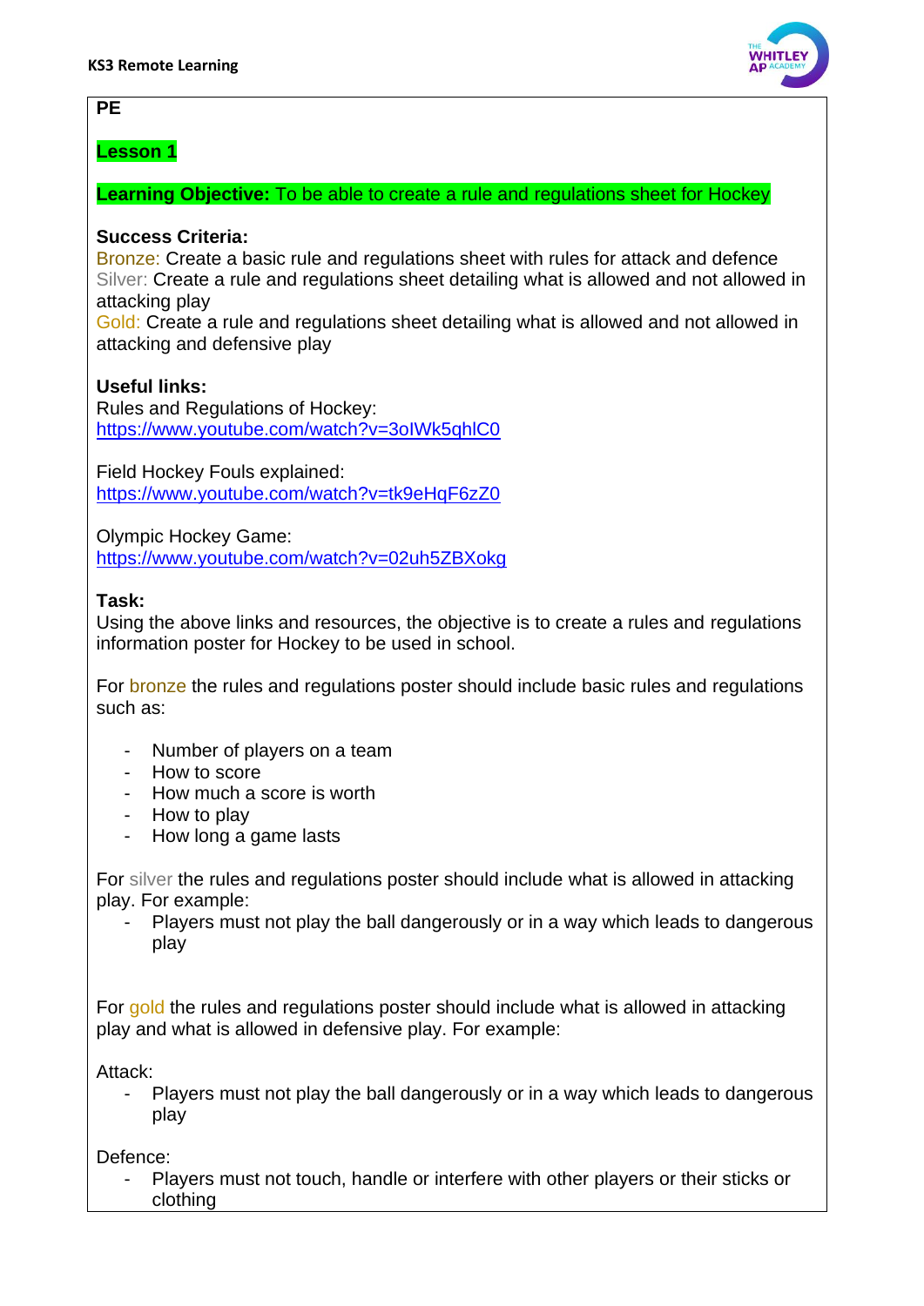**PE**

**Lesson 1**

**Learning Objective:** To be able to create a rule and regulations sheet for Hockey

**Success Criteria:**
Bronze: Create a basic rule and regulations sheet with rules for attack and defence
Silver: Create a rule and regulations sheet detailing what is allowed and not allowed in attacking play
Gold: Create a rule and regulations sheet detailing what is allowed and not allowed in attacking and defensive play

**Useful links:**
Rules and Regulations of Hockey:
https://www.youtube.com/watch?v=3oIWk5qhlC0

Field Hockey Fouls explained:
https://www.youtube.com/watch?v=tk9eHqF6zZ0

Olympic Hockey Game:
https://www.youtube.com/watch?v=02uh5ZBXokg

**Task:**
Using the above links and resources, the objective is to create a rules and regulations information poster for Hockey to be used in school.

For bronze the rules and regulations poster should include basic rules and regulations such as:

- Number of players on a team
- How to score
- How much a score is worth
- How to play
- How long a game lasts

For silver the rules and regulations poster should include what is allowed in attacking play. For example:

- Players must not play the ball dangerously or in a way which leads to dangerous play

For gold the rules and regulations poster should include what is allowed in attacking play and what is allowed in defensive play. For example:

Attack:

- Players must not play the ball dangerously or in a way which leads to dangerous play

Defence:

- Players must not touch, handle or interfere with other players or their sticks or clothing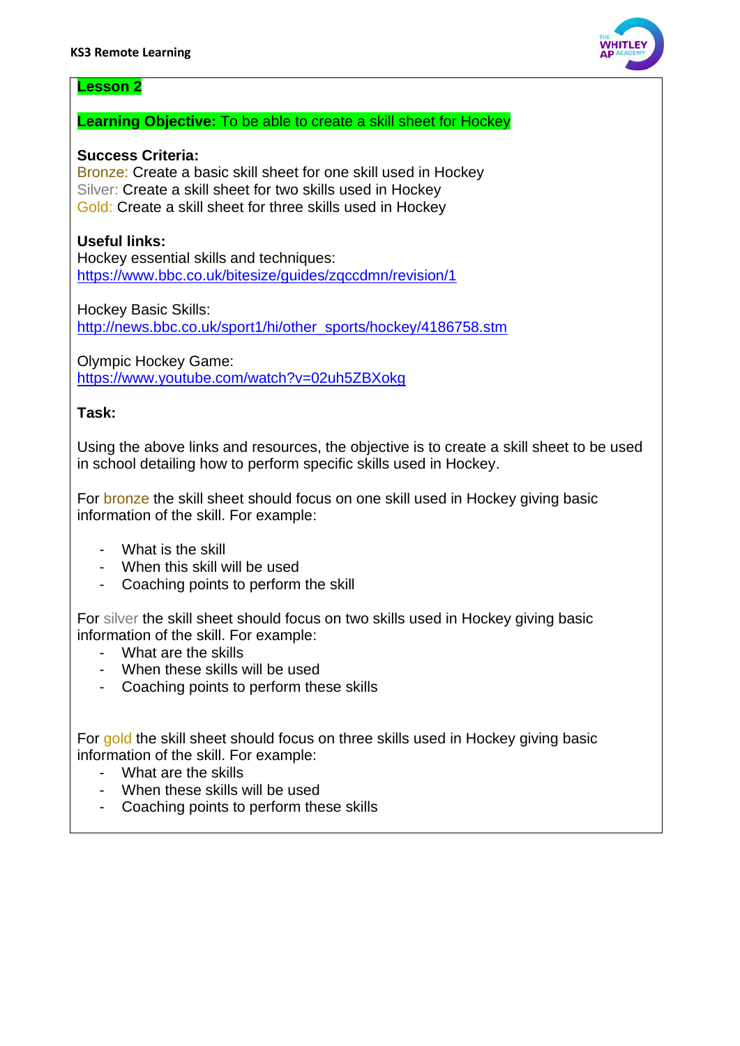**Lesson 2**

**Learning Objective:** To be able to create a skill sheet for Hockey

**Success Criteria:**
Bronze: Create a basic skill sheet for one skill used in Hockey
Silver: Create a skill sheet for two skills used in Hockey
Gold: Create a skill sheet for three skills used in Hockey

**Useful links:**
Hockey essential skills and techniques:
https://www.bbc.co.uk/bitesize/guides/zqccdmn/revision/1

Hockey Basic Skills:
http://news.bbc.co.uk/sport1/hi/other_sports/hockey/4186758.stm

Olympic Hockey Game:
https://www.youtube.com/watch?v=02uh5ZBXokg

**Task:**

Using the above links and resources, the objective is to create a skill sheet to be used in school detailing how to perform specific skills used in Hockey.

For bronze the skill sheet should focus on one skill used in Hockey giving basic information of the skill. For example:

- What is the skill
- When this skill will be used
- Coaching points to perform the skill

For silver the skill sheet should focus on two skills used in Hockey giving basic information of the skill. For example:

- What are the skills
- When these skills will be used
- Coaching points to perform these skills

For gold the skill sheet should focus on three skills used in Hockey giving basic information of the skill. For example:

- What are the skills
- When these skills will be used
- Coaching points to perform these skills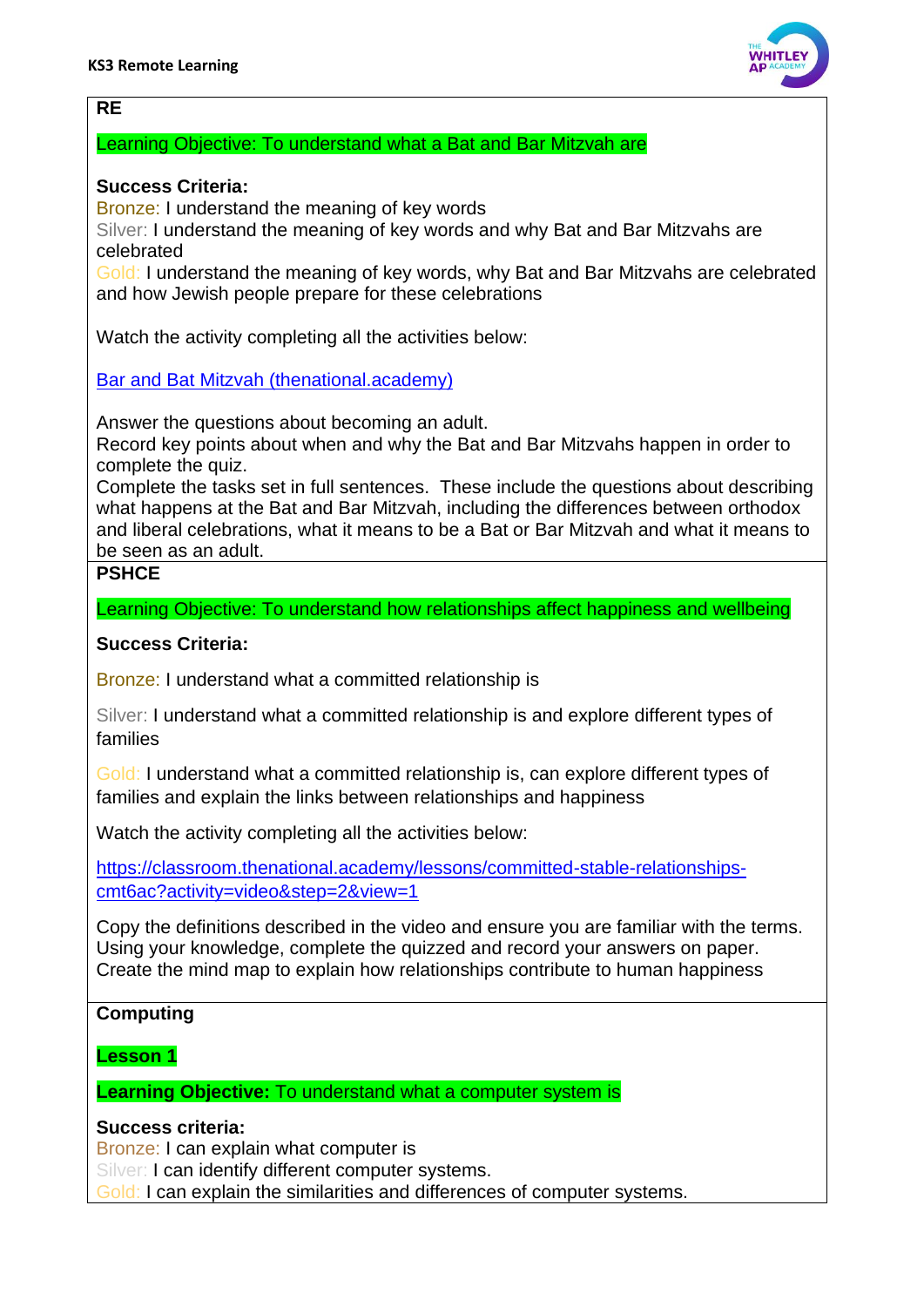## RE

Learning Objective: To understand what a Bat and Bar Mitzvah are

**Success Criteria:**
Bronze: I understand the meaning of key words
Silver: I understand the meaning of key words and why Bat and Bar Mitzvahs are celebrated
Gold: I understand the meaning of key words, why Bat and Bar Mitzvahs are celebrated and how Jewish people prepare for these celebrations

Watch the activity completing all the activities below:

[Bar and Bat Mitzvah (thenational.academy)]()

Answer the questions about becoming an adult.
Record key points about when and why the Bat and Bar Mitzvahs happen in order to complete the quiz.
Complete the tasks set in full sentences. These include the questions about describing what happens at the Bat and Bar Mitzvah, including the differences between orthodox and liberal celebrations, what it means to be a Bat or Bar Mitzvah and what it means to be seen as an adult.

## PSHCE

Learning Objective: To understand how relationships affect happiness and wellbeing

**Success Criteria:**

Bronze: I understand what a committed relationship is

Silver: I understand what a committed relationship is and explore different types of families

Gold: I understand what a committed relationship is, can explore different types of families and explain the links between relationships and happiness

Watch the activity completing all the activities below:

https://classroom.thenational.academy/lessons/committed-stable-relationships-cmt6ac?activity=video&step=2&view=1

Copy the definitions described in the video and ensure you are familiar with the terms.
Using your knowledge, complete the quizzed and record your answers on paper.
Create the mind map to explain how relationships contribute to human happiness

## Computing

**Lesson 1**

**Learning Objective:** To understand what a computer system is

**Success criteria:**
Bronze: I can explain what computer is
Silver: I can identify different computer systems.
Gold: I can explain the similarities and differences of computer systems.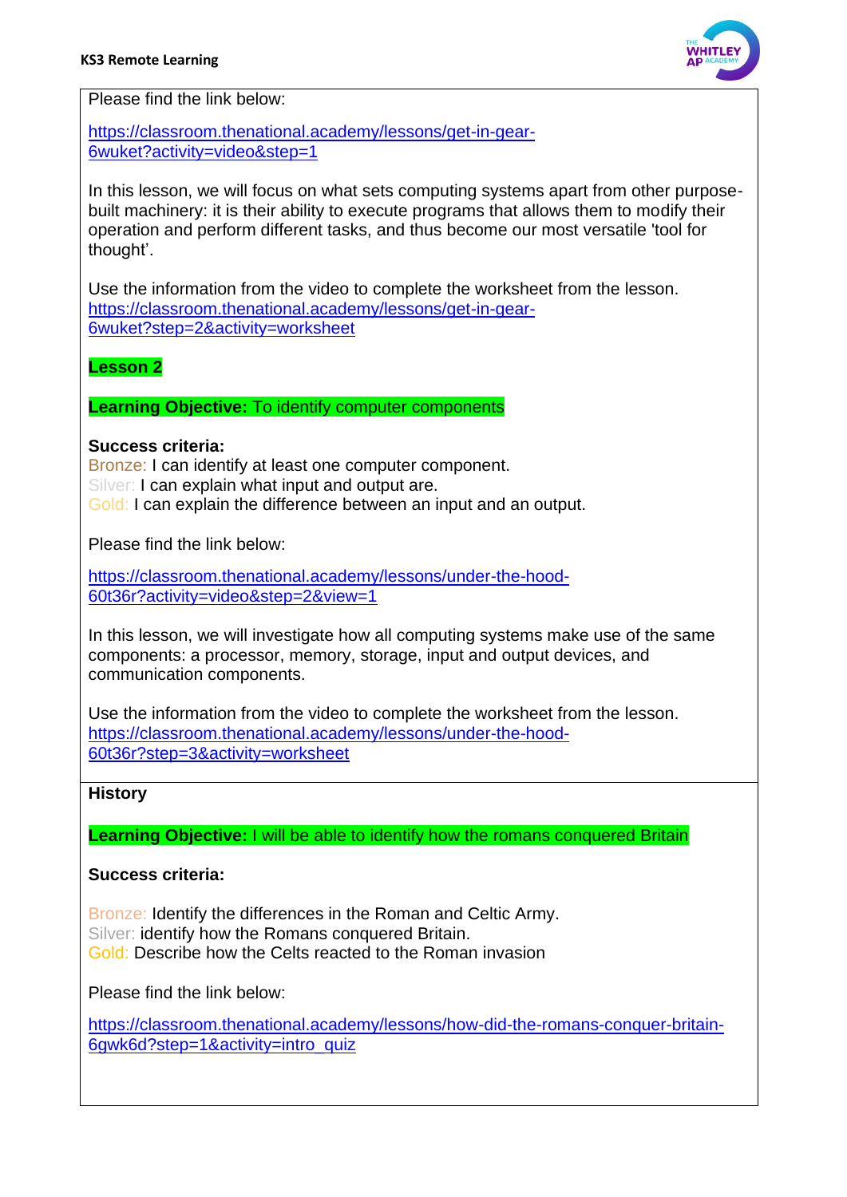Please find the link below:

https://classroom.thenational.academy/lessons/get-in-gear-6wuket?activity=video&step=1

In this lesson, we will focus on what sets computing systems apart from other purpose-built machinery: it is their ability to execute programs that allows them to modify their operation and perform different tasks, and thus become our most versatile 'tool for thought'.

Use the information from the video to complete the worksheet from the lesson.
https://classroom.thenational.academy/lessons/get-in-gear-6wuket?step=2&activity=worksheet

**Lesson 2**

**Learning Objective:** To identify computer components

**Success criteria:**
Bronze: I can identify at least one computer component.
Silver: I can explain what input and output are.
Gold: I can explain the difference between an input and an output.

Please find the link below:

https://classroom.thenational.academy/lessons/under-the-hood-60t36r?activity=video&step=2&view=1

In this lesson, we will investigate how all computing systems make use of the same components: a processor, memory, storage, input and output devices, and communication components.

Use the information from the video to complete the worksheet from the lesson.
https://classroom.thenational.academy/lessons/under-the-hood-60t36r?step=3&activity=worksheet

**History**

**Learning Objective:** I will be able to identify how the romans conquered Britain

**Success criteria:**

Bronze: Identify the differences in the Roman and Celtic Army.
Silver: identify how the Romans conquered Britain.
Gold: Describe how the Celts reacted to the Roman invasion

Please find the link below:

https://classroom.thenational.academy/lessons/how-did-the-romans-conquer-britain-6gwk6d?step=1&activity=intro_quiz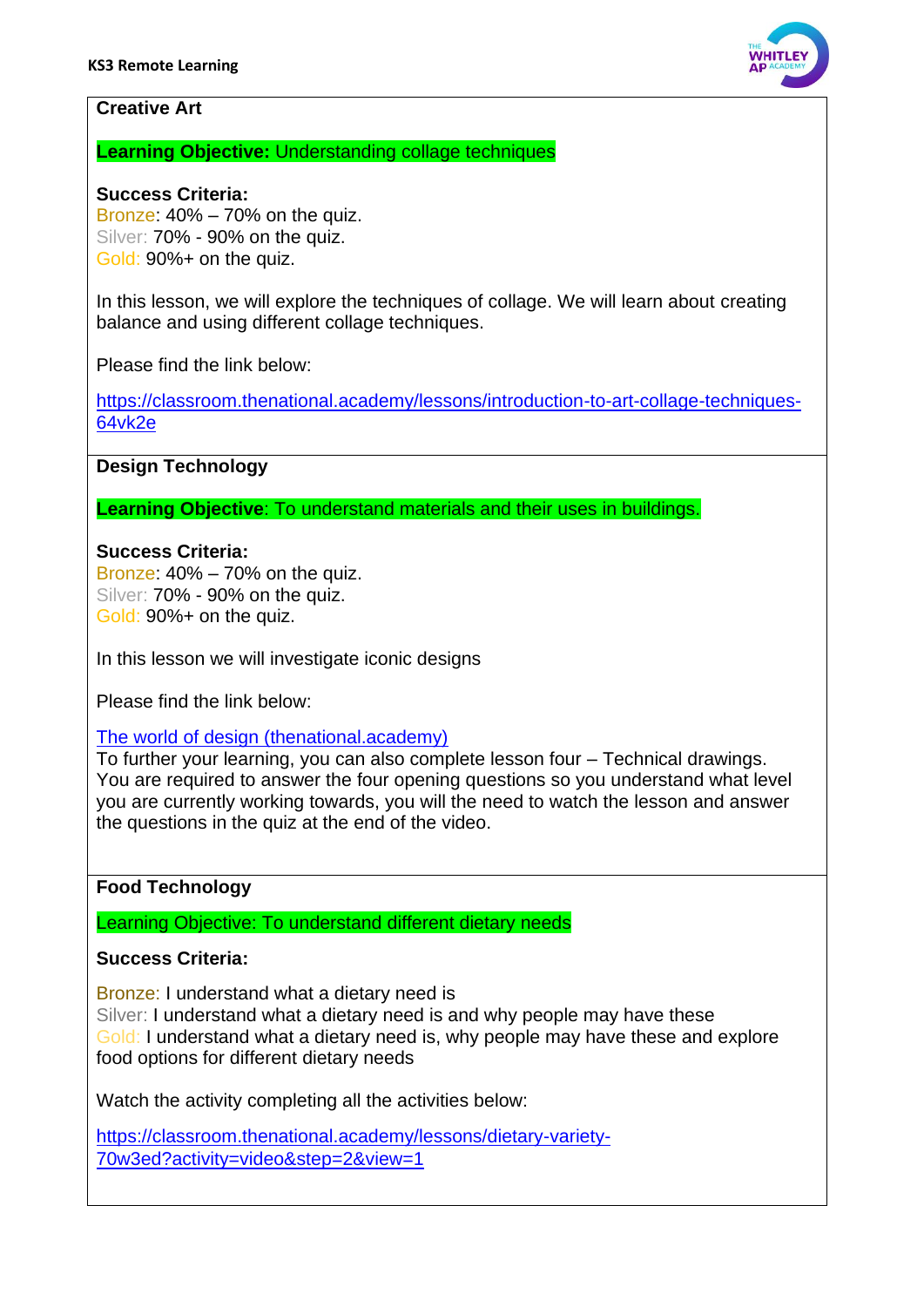## Creative Art

**Learning Objective:** Understanding collage techniques

**Success Criteria:**
Bronze: 40% – 70% on the quiz.
Silver: 70% - 90% on the quiz.
Gold: 90%+ on the quiz.

In this lesson, we will explore the techniques of collage. We will learn about creating balance and using different collage techniques.

Please find the link below:

[https://classroom.thenational.academy/lessons/introduction-to-art-collage-techniques-64vk2e](https://classroom.thenational.academy/lessons/introduction-to-art-collage-techniques-64vk2e)

## Design Technology

**Learning Objective**: To understand materials and their uses in buildings.

**Success Criteria:**
Bronze: 40% – 70% on the quiz.
Silver: 70% - 90% on the quiz.
Gold: 90%+ on the quiz.

In this lesson we will investigate iconic designs

Please find the link below:

The world of design (thenational.academy)
To further your learning, you can also complete lesson four – Technical drawings. You are required to answer the four opening questions so you understand what level you are currently working towards, you will the need to watch the lesson and answer the questions in the quiz at the end of the video.

## Food Technology

Learning Objective: To understand different dietary needs

**Success Criteria:**

Bronze: I understand what a dietary need is
Silver: I understand what a dietary need is and why people may have these
Gold: I understand what a dietary need is, why people may have these and explore food options for different dietary needs

Watch the activity completing all the activities below:

[https://classroom.thenational.academy/lessons/dietary-variety-70w3ed?activity=video&step=2&view=1](https://classroom.thenational.academy/lessons/dietary-variety-70w3ed?activity=video&step=2&view=1)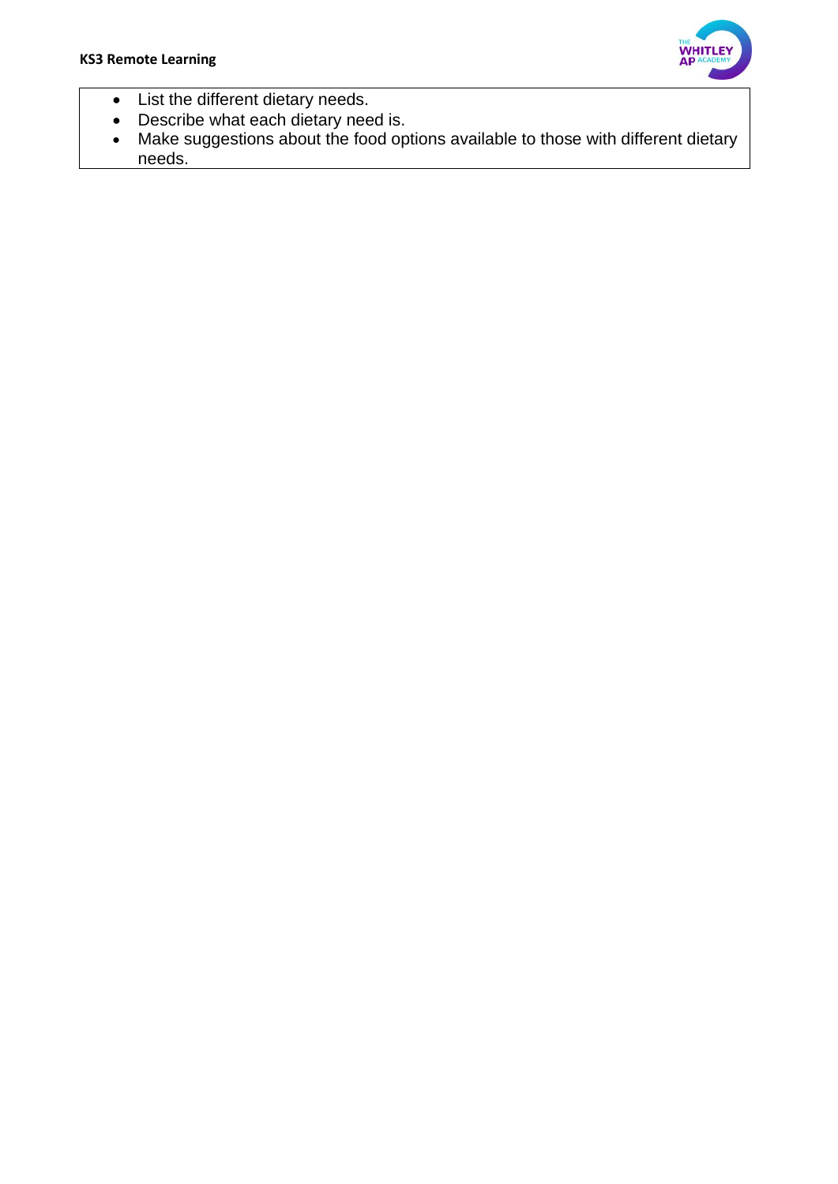- List the different dietary needs.
- Describe what each dietary need is.
- Make suggestions about the food options available to those with different dietary needs.